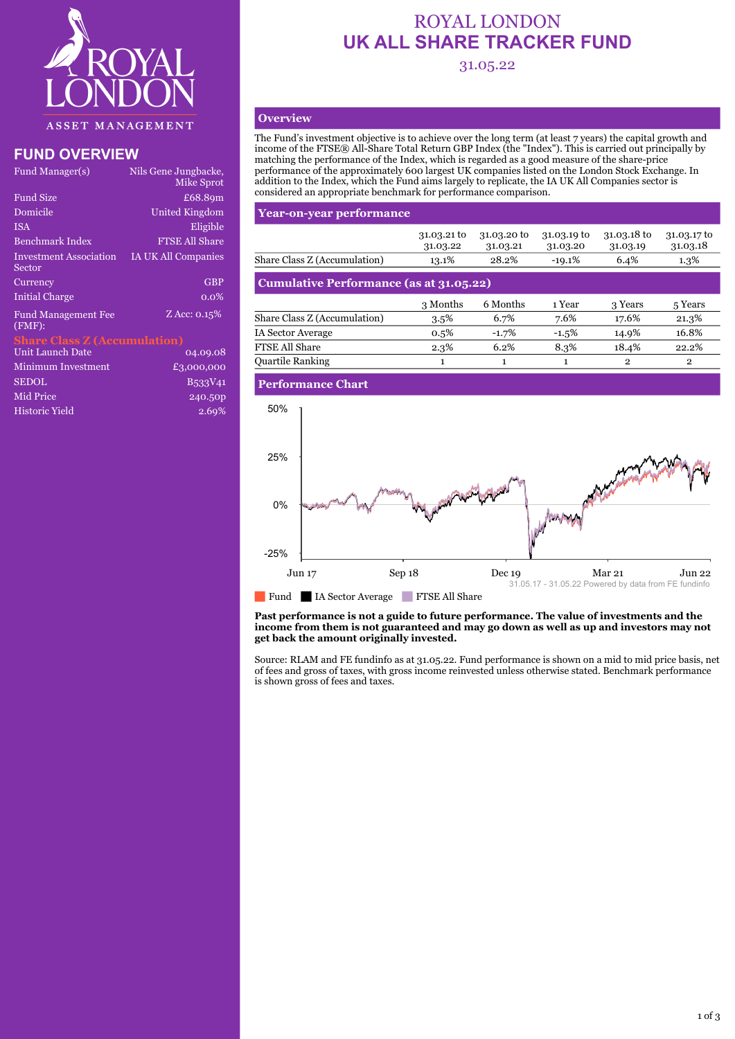# ROYAL LONDON UK ALL SHARE TRACKER FUND

31.05.22

## FUND OVERVIEW

| | |
|---|---|
| Fund Manager(s) | Nils Gene Jungbacke, Mike Sprot |
| Fund Size | £68.89m |
| Domicile | United Kingdom |
| ISA | Eligible |
| Benchmark Index | FTSE All Share |
| Investment Association Sector | IA UK All Companies |
| Currency | GBP |
| Initial Charge | 0.0% |
| Fund Management Fee (FMF): | Z Acc: 0.15% |

### Share Class Z (Accumulation)

| | |
|---|---|
| Unit Launch Date | 04.09.08 |
| Minimum Investment | £3,000,000 |
| SEDOL | B533V41 |
| Mid Price | 240.50p |
| Historic Yield | 2.69% |

## Overview

The Fund's investment objective is to achieve over the long term (at least 7 years) the capital growth and income of the FTSE® All-Share Total Return GBP Index (the "Index"). This is carried out principally by matching the performance of the Index, which is regarded as a good measure of the share-price performance of the approximately 600 largest UK companies listed on the London Stock Exchange. In addition to the Index, which the Fund aims largely to replicate, the IA UK All Companies sector is considered an appropriate benchmark for performance comparison.

## Year-on-year performance

| | 31.03.21 to 31.03.22 | 31.03.20 to 31.03.21 | 31.03.19 to 31.03.20 | 31.03.18 to 31.03.19 | 31.03.17 to 31.03.18 |
|---|---|---|---|---|---|
| Share Class Z (Accumulation) | 13.1% | 28.2% | -19.1% | 6.4% | 1.3% |

## Cumulative Performance (as at 31.05.22)

| | 3 Months | 6 Months | 1 Year | 3 Years | 5 Years |
|---|---|---|---|---|---|
| Share Class Z (Accumulation) | 3.5% | 6.7% | 7.6% | 17.6% | 21.3% |
| IA Sector Average | 0.5% | -1.7% | -1.5% | 14.9% | 16.8% |
| FTSE All Share | 2.3% | 6.2% | 8.3% | 18.4% | 22.2% |
| Quartile Ranking | 1 | 1 | 1 | 2 | 2 |

## Performance Chart

31.05.17 - 31.05.22 Powered by data from FE fundinfo

Fund | IA Sector Average | FTSE All Share

**Past performance is not a guide to future performance. The value of investments and the income from them is not guaranteed and may go down as well as up and investors may not get back the amount originally invested.**

Source: RLAM and FE fundinfo as at 31.05.22. Fund performance is shown on a mid to mid price basis, net of fees and gross of taxes, with gross income reinvested unless otherwise stated. Benchmark performance is shown gross of fees and taxes.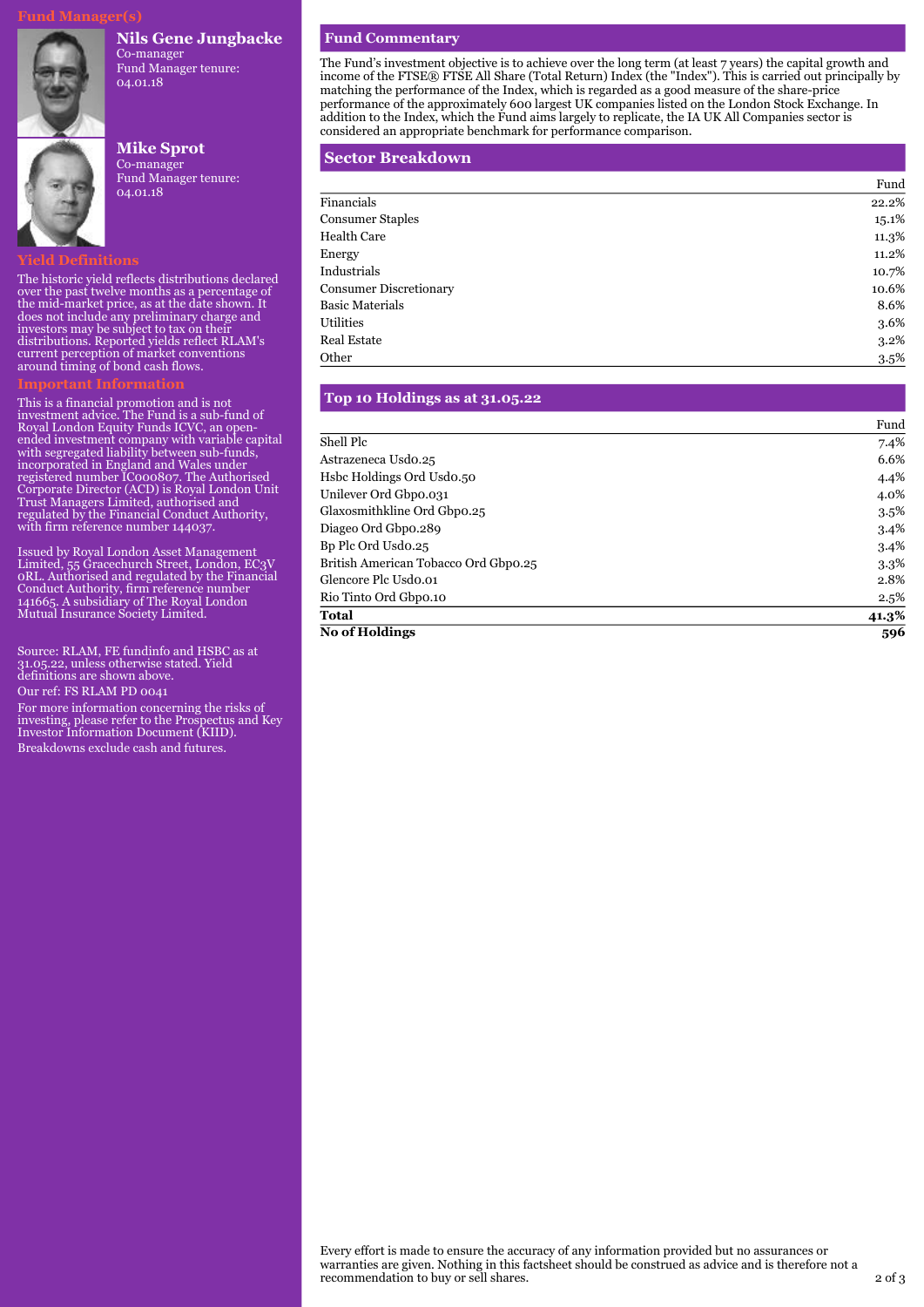## Fund Manager(s)

### Nils Gene Jungbacke

Co-manager
Fund Manager tenure:
04.01.18

### Mike Sprot

Co-manager
Fund Manager tenure:
04.01.18

## Yield Definitions

The historic yield reflects distributions declared over the past twelve months as a percentage of the mid-market price, as at the date shown. It does not include any preliminary charge and investors may be subject to tax on their distributions. Reported yields reflect RLAM's current perception of market conventions around timing of bond cash flows.

## Important Information

This is a financial promotion and is not investment advice. The Fund is a sub-fund of Royal London Equity Funds ICVC, an open-ended investment company with variable capital with segregated liability between sub-funds, incorporated in England and Wales under registered number IC000807. The Authorised Corporate Director (ACD) is Royal London Unit Trust Managers Limited, authorised and regulated by the Financial Conduct Authority, with firm reference number 144037.

Issued by Royal London Asset Management Limited, 55 Gracechurch Street, London, EC3V 0RL. Authorised and regulated by the Financial Conduct Authority, firm reference number 141665. A subsidiary of The Royal London Mutual Insurance Society Limited.

Source: RLAM, FE fundinfo and HSBC as at 31.05.22, unless otherwise stated. Yield definitions are shown above.

Our ref: FS RLAM PD 0041

For more information concerning the risks of investing, please refer to the Prospectus and Key Investor Information Document (KIID).

Breakdowns exclude cash and futures.

## Fund Commentary

The Fund's investment objective is to achieve over the long term (at least 7 years) the capital growth and income of the FTSE® FTSE All Share (Total Return) Index (the "Index"). This is carried out principally by matching the performance of the Index, which is regarded as a good measure of the share-price performance of the approximately 600 largest UK companies listed on the London Stock Exchange. In addition to the Index, which the Fund aims largely to replicate, the IA UK All Companies sector is considered an appropriate benchmark for performance comparison.

## Sector Breakdown

| | Fund |
|---|---|
| Financials | 22.2% |
| Consumer Staples | 15.1% |
| Health Care | 11.3% |
| Energy | 11.2% |
| Industrials | 10.7% |
| Consumer Discretionary | 10.6% |
| Basic Materials | 8.6% |
| Utilities | 3.6% |
| Real Estate | 3.2% |
| Other | 3.5% |

## Top 10 Holdings as at 31.05.22

| | Fund |
|---|---|
| Shell Plc | 7.4% |
| Astrazeneca Usd0.25 | 6.6% |
| Hsbc Holdings Ord Usd0.50 | 4.4% |
| Unilever Ord Gbp0.031 | 4.0% |
| Glaxosmithkline Ord Gbp0.25 | 3.5% |
| Diageo Ord Gbp0.289 | 3.4% |
| Bp Plc Ord Usd0.25 | 3.4% |
| British American Tobacco Ord Gbp0.25 | 3.3% |
| Glencore Plc Usd0.01 | 2.8% |
| Rio Tinto Ord Gbp0.10 | 2.5% |
| **Total** | **41.3%** |
| **No of Holdings** | **596** |

Every effort is made to ensure the accuracy of any information provided but no assurances or warranties are given. Nothing in this factsheet should be construed as advice and is therefore not a recommendation to buy or sell shares.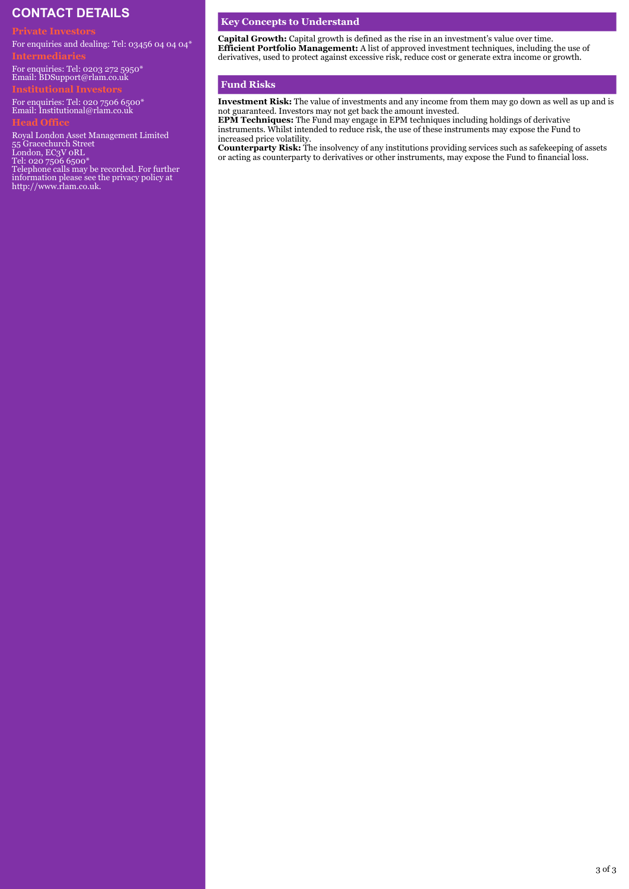# CONTACT DETAILS

### Private Investors

For enquiries and dealing: Tel: 03456 04 04 04*

### Intermediaries

For enquiries: Tel: 0203 272 5950*
Email: BDSupport@rlam.co.uk

### Institutional Investors

For enquiries: Tel: 020 7506 6500*
Email: Institutional@rlam.co.uk

### Head Office

Royal London Asset Management Limited
55 Gracechurch Street
London, EC3V 0RL
Tel: 020 7506 6500*
Telephone calls may be recorded. For further information please see the privacy policy at http://www.rlam.co.uk.

## Key Concepts to Understand

**Capital Growth:** Capital growth is defined as the rise in an investment's value over time.
**Efficient Portfolio Management:** A list of approved investment techniques, including the use of derivatives, used to protect against excessive risk, reduce cost or generate extra income or growth.

## Fund Risks

**Investment Risk:** The value of investments and any income from them may go down as well as up and is not guaranteed. Investors may not get back the amount invested.
**EPM Techniques:** The Fund may engage in EPM techniques including holdings of derivative instruments. Whilst intended to reduce risk, the use of these instruments may expose the Fund to increased price volatility.
**Counterparty Risk:** The insolvency of any institutions providing services such as safekeeping of assets or acting as counterparty to derivatives or other instruments, may expose the Fund to financial loss.